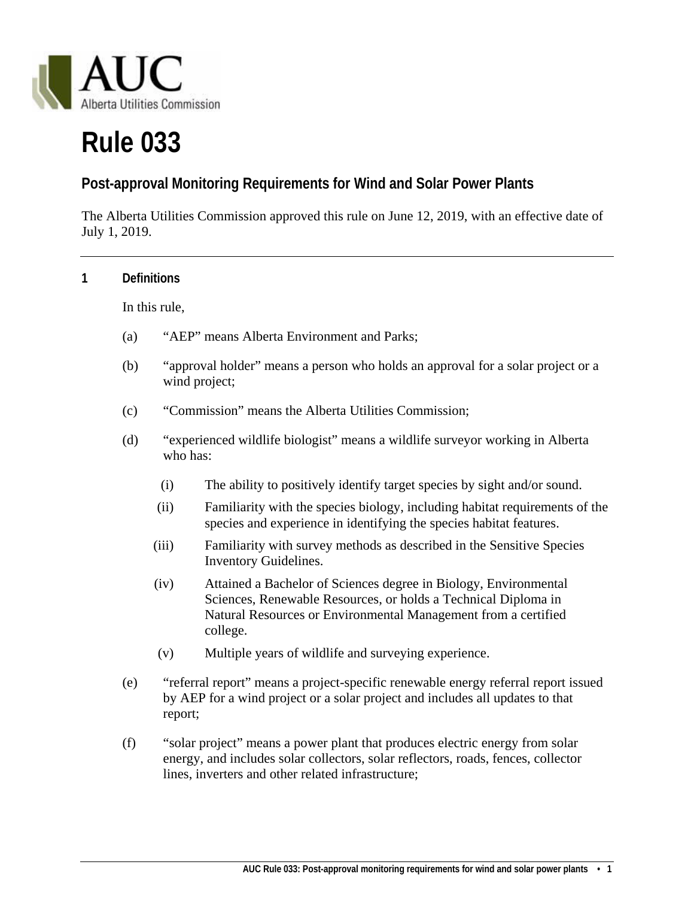# Rule 033

## Post-approval Monitoring Requirements for Wind and Solar Power Plants

The Alberta Utilities Commission approved this rule on June 12, 2019, with an effective date of July 1, 2019.

---

### 1 Definitions

In this rule,

(a) "AEP" means Alberta Environment and Parks;

(b) "approval holder" means a person who holds an approval for a solar project or a wind project;

(c) "Commission" means the Alberta Utilities Commission;

(d) "experienced wildlife biologist" means a wildlife surveyor working in Alberta who has:

   (i) The ability to positively identify target species by sight and/or sound.

   (ii) Familiarity with the species biology, including habitat requirements of the species and experience in identifying the species habitat features.

   (iii) Familiarity with survey methods as described in the Sensitive Species Inventory Guidelines.

   (iv) Attained a Bachelor of Sciences degree in Biology, Environmental Sciences, Renewable Resources, or holds a Technical Diploma in Natural Resources or Environmental Management from a certified college.

   (v) Multiple years of wildlife and surveying experience.

(e) "referral report" means a project-specific renewable energy referral report issued by AEP for a wind project or a solar project and includes all updates to that report;

(f) "solar project" means a power plant that produces electric energy from solar energy, and includes solar collectors, solar reflectors, roads, fences, collector lines, inverters and other related infrastructure;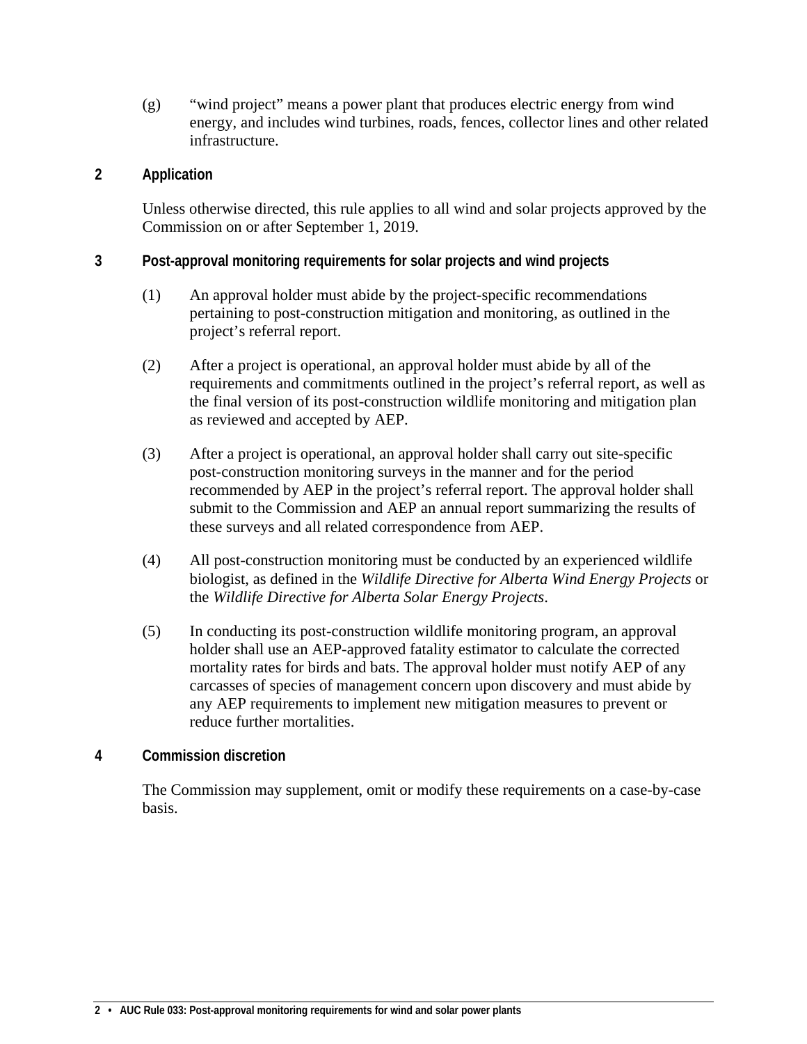(g) “wind project” means a power plant that produces electric energy from wind energy, and includes wind turbines, roads, fences, collector lines and other related infrastructure.

## 2 Application

Unless otherwise directed, this rule applies to all wind and solar projects approved by the Commission on or after September 1, 2019.

## 3 Post-approval monitoring requirements for solar projects and wind projects

(1) An approval holder must abide by the project-specific recommendations pertaining to post-construction mitigation and monitoring, as outlined in the project’s referral report.

(2) After a project is operational, an approval holder must abide by all of the requirements and commitments outlined in the project’s referral report, as well as the final version of its post-construction wildlife monitoring and mitigation plan as reviewed and accepted by AEP.

(3) After a project is operational, an approval holder shall carry out site-specific post-construction monitoring surveys in the manner and for the period recommended by AEP in the project’s referral report. The approval holder shall submit to the Commission and AEP an annual report summarizing the results of these surveys and all related correspondence from AEP.

(4) All post-construction monitoring must be conducted by an experienced wildlife biologist, as defined in the *Wildlife Directive for Alberta Wind Energy Projects* or the *Wildlife Directive for Alberta Solar Energy Projects*.

(5) In conducting its post-construction wildlife monitoring program, an approval holder shall use an AEP-approved fatality estimator to calculate the corrected mortality rates for birds and bats. The approval holder must notify AEP of any carcasses of species of management concern upon discovery and must abide by any AEP requirements to implement new mitigation measures to prevent or reduce further mortalities.

## 4 Commission discretion

The Commission may supplement, omit or modify these requirements on a case-by-case basis.